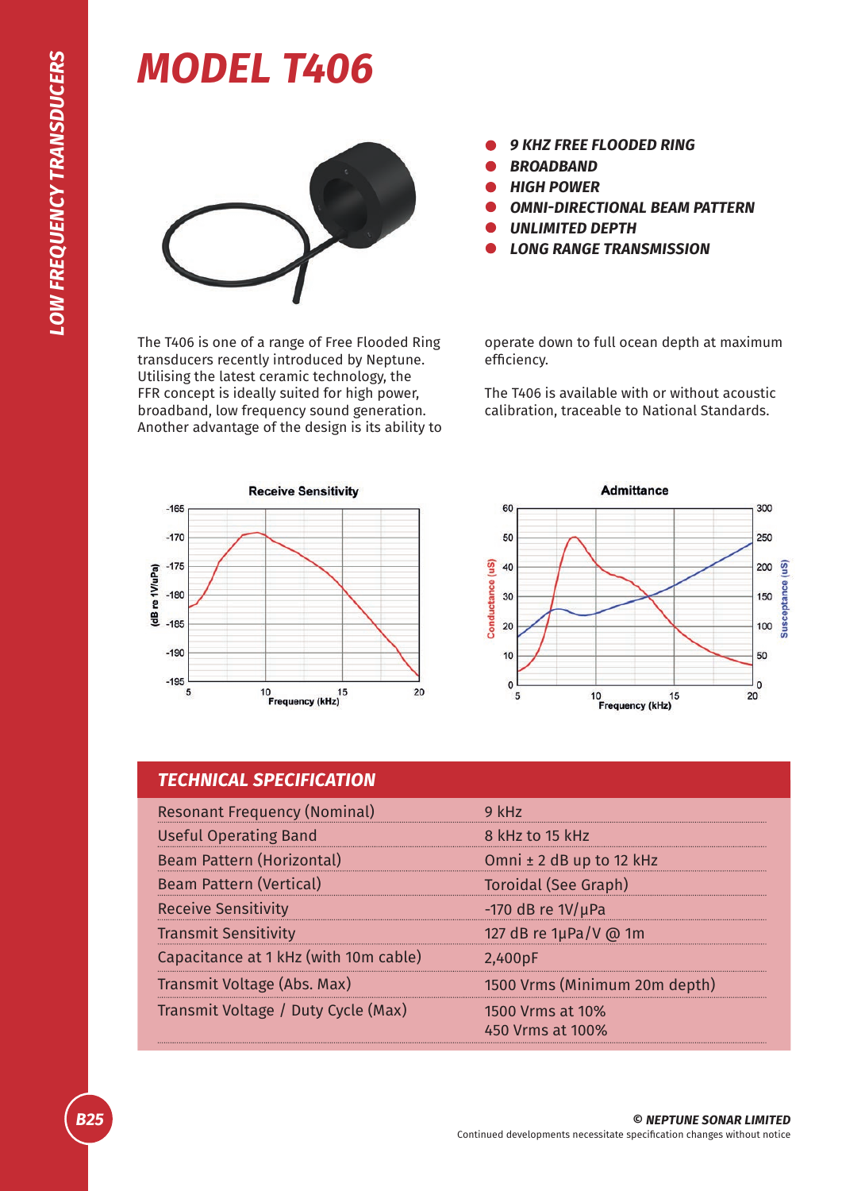# MODEL T406

- *9 KHZ FREE FLOODED RING*
- *BROADBAND*
- *HIGH POWER*
- *OMNI-DIRECTIONAL BEAM PATTERN*
- *UNLIMITED DEPTH*
- *LONG RANGE TRANSMISSION*

The T406 is one of a range of Free Flooded Ring transducers recently introduced by Neptune. Utilising the latest ceramic technology, the FFR concept is ideally suited for high power, broadband, low frequency sound generation. Another advantage of the design is its ability to operate down to full ocean depth at maximum efficiency.

The T406 is available with or without acoustic calibration, traceable to National Standards.

## TECHNICAL SPECIFICATION

| | |
|---|---|
| Resonant Frequency (Nominal) | 9 kHz |
| Useful Operating Band | 8 kHz to 15 kHz |
| Beam Pattern (Horizontal) | Omni ± 2 dB up to 12 kHz |
| Beam Pattern (Vertical) | Toroidal (See Graph) |
| Receive Sensitivity | -170 dB re 1V/µPa |
| Transmit Sensitivity | 127 dB re 1µPa/V @ 1m |
| Capacitance at 1 kHz (with 10m cable) | 2,400pF |
| Transmit Voltage (Abs. Max) | 1500 Vrms (Minimum 20m depth) |
| Transmit Voltage / Duty Cycle (Max) | 1500 Vrms at 10%<br>450 Vrms at 100% |

© NEPTUNE SONAR LIMITED
Continued developments necessitate specification changes without notice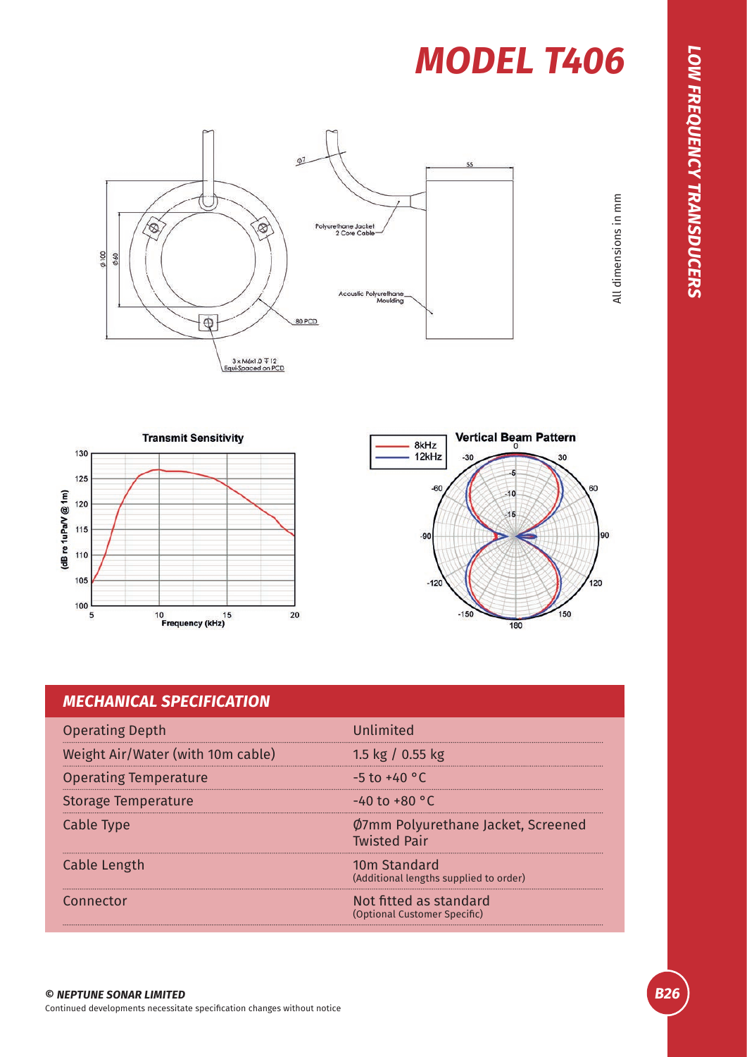# MODEL T406

LOW FREQUENCY TRANSDUCERS

All dimensions in mm

Ø100
Ø60
Ø7
55
Polyurethane Jacket
2 Core Cable
Acoustic Polyurethane
Moulding
80 PCD
3 x M6x1.0 ⊽ 12
Equi-Spaced on PCD

**Transmit Sensitivity**

(dB re 1uPa/V @ 1m)
130
125
120
115
110
105
100
5
10
15
20
Frequency (kHz)

**Vertical Beam Pattern**

8kHz
12kHz
0
30
60
90
120
150
180
-150
-120
-90
-60
-30
-5
-10
-15

## MECHANICAL SPECIFICATION

| | |
|---|---|
| Operating Depth | Unlimited |
| Weight Air/Water (with 10m cable) | 1.5 kg / 0.55 kg |
| Operating Temperature | -5 to +40 °C |
| Storage Temperature | -40 to +80 °C |
| Cable Type | Ø7mm Polyurethane Jacket, Screened Twisted Pair |
| Cable Length | 10m Standard (Additional lengths supplied to order) |
| Connector | Not fitted as standard (Optional Customer Specific) |

***© NEPTUNE SONAR LIMITED***

Continued developments necessitate specification changes without notice